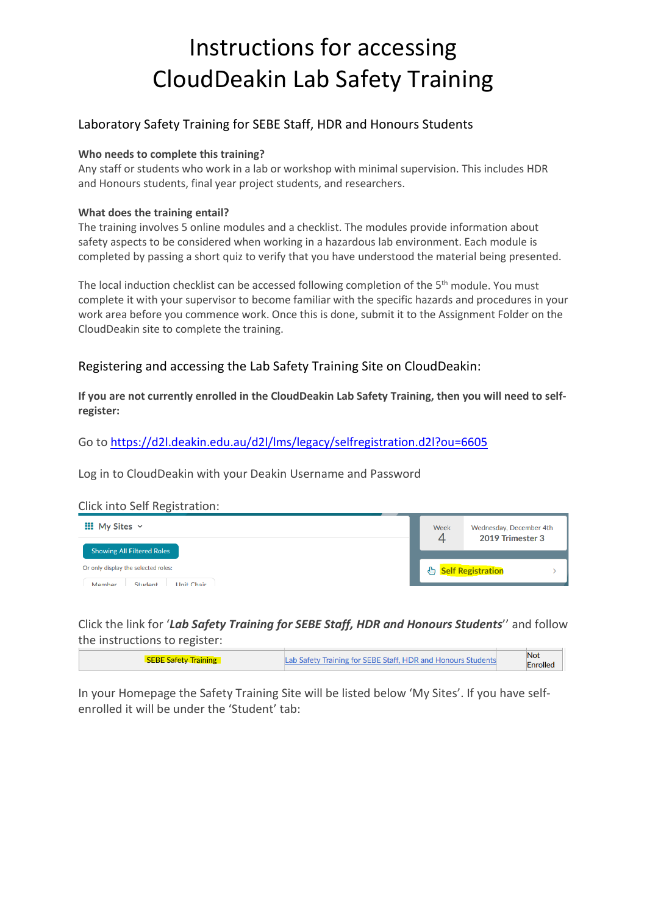# Instructions for accessing CloudDeakin Lab Safety Training

## Laboratory Safety Training for SEBE Staff, HDR and Honours Students

**Who needs to complete this training?**
Any staff or students who work in a lab or workshop with minimal supervision. This includes HDR and Honours students, final year project students, and researchers.

**What does the training entail?**
The training involves 5 online modules and a checklist. The modules provide information about safety aspects to be considered when working in a hazardous lab environment. Each module is completed by passing a short quiz to verify that you have understood the material being presented.

The local induction checklist can be accessed following completion of the 5th module. You must complete it with your supervisor to become familiar with the specific hazards and procedures in your work area before you commence work. Once this is done, submit it to the Assignment Folder on the CloudDeakin site to complete the training.

## Registering and accessing the Lab Safety Training Site on CloudDeakin:

**If you are not currently enrolled in the CloudDeakin Lab Safety Training, then you will need to self-register:**

Go to https://d2l.deakin.edu.au/d2l/lms/legacy/selfregistration.d2l?ou=6605

Log in to CloudDeakin with your Deakin Username and Password

Click into Self Registration:

My Sites

Showing All Filtered Roles

Or only display the selected roles:

Member | Student | Unit Chair

Week 4 | Wednesday, December 4th 2019 Trimester 3

Self Registration

Click the link for '*Lab Safety Training for SEBE Staff, HDR and Honours Students*'' and follow the instructions to register:

| SEBE Safety Training | Lab Safety Training for SEBE Staff, HDR and Honours Students | Not Enrolled |
|---|---|---|

In your Homepage the Safety Training Site will be listed below 'My Sites'. If you have self-enrolled it will be under the 'Student' tab: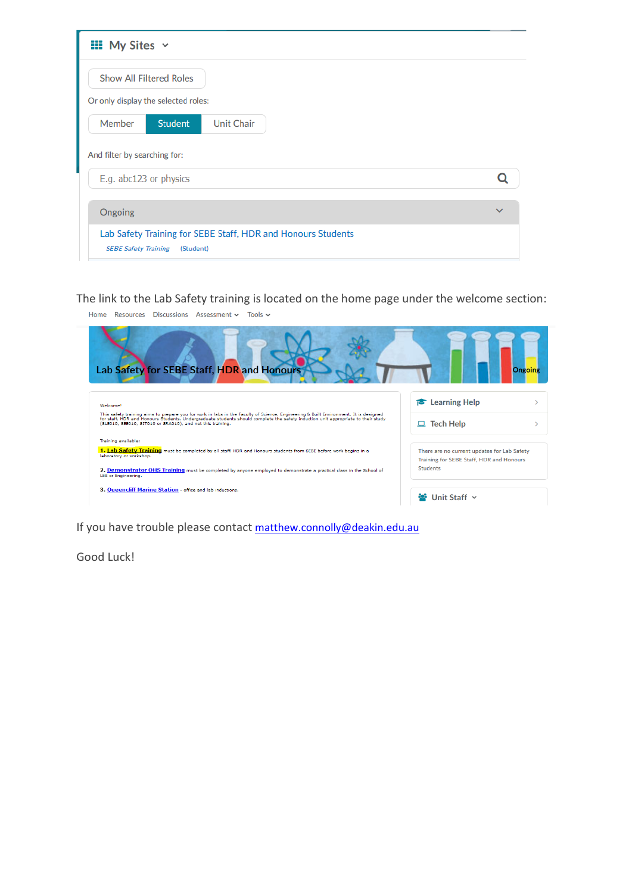My Sites

Show All Filtered Roles

Or only display the selected roles:

Member | Student | Unit Chair

And filter by searching for:

E.g. abc123 or physics

Ongoing

Lab Safety Training for SEBE Staff, HDR and Honours Students

*SEBE Safety Training* (Student)

The link to the Lab Safety training is located on the home page under the welcome section:

Home Resources Discussions Assessment Tools

Lab Safety for SEBE Staff, HDR and Honours

Ongoing

Welcome!

This safety training aims to prepare you for work in labs in the Faculty of Science, Engineering & Built Environment. It is designed for staff, HDR and Honours Students. Undergraduate students should complete the safety induction unit appropriate to their study (SLE010, SEE010, SIT010 or SRA010), and not this training.

Training available:

1. Lab Safety Training must be completed by all staff, HDR and Honours students from SEBE before work begins in a laboratory or workshop.

2. Demonstrator OHS Training must be completed by anyone employed to demonstrate a practical class in the School of LES or Engineering.

3. Queencliff Marine Station - office and lab inductions.

Learning Help

Tech Help

There are no current updates for Lab Safety Training for SEBE Staff, HDR and Honours Students

Unit Staff

If you have trouble please contact matthew.connolly@deakin.edu.au

Good Luck!